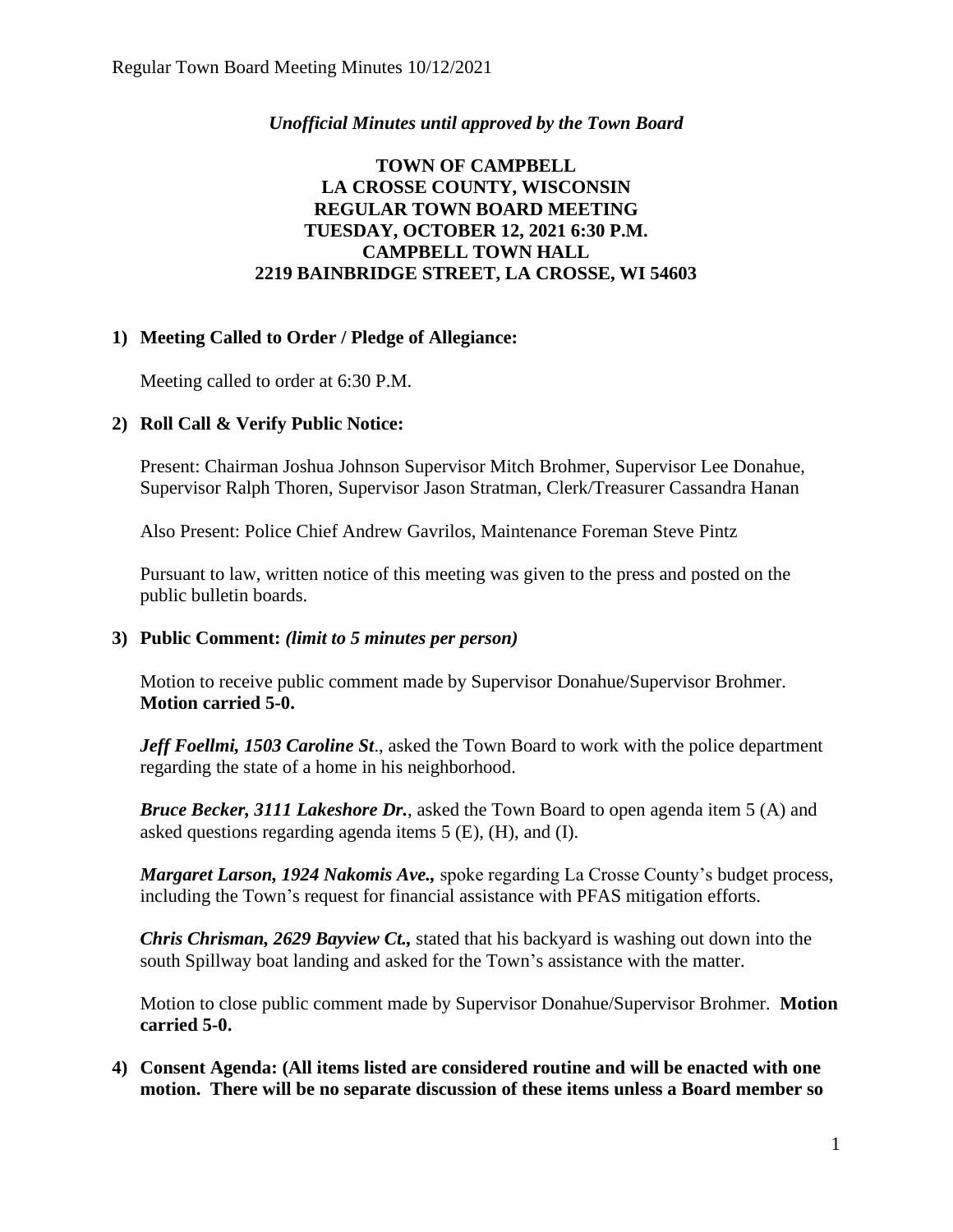*Unofficial Minutes until approved by the Town Board*

**TOWN OF CAMPBELL**
**LA CROSSE COUNTY, WISCONSIN**
**REGULAR TOWN BOARD MEETING**
**TUESDAY, OCTOBER 12, 2021 6:30 P.M.**
**CAMPBELL TOWN HALL**
**2219 BAINBRIDGE STREET, LA CROSSE, WI 54603**

## 1) Meeting Called to Order / Pledge of Allegiance:

Meeting called to order at 6:30 P.M.

## 2) Roll Call & Verify Public Notice:

Present: Chairman Joshua Johnson Supervisor Mitch Brohmer, Supervisor Lee Donahue, Supervisor Ralph Thoren, Supervisor Jason Stratman, Clerk/Treasurer Cassandra Hanan

Also Present: Police Chief Andrew Gavrilos, Maintenance Foreman Steve Pintz

Pursuant to law, written notice of this meeting was given to the press and posted on the public bulletin boards.

## 3) Public Comment: *(limit to 5 minutes per person)*

Motion to receive public comment made by Supervisor Donahue/Supervisor Brohmer. **Motion carried 5-0.**

***Jeff Foellmi, 1503 Caroline St***., asked the Town Board to work with the police department regarding the state of a home in his neighborhood.

***Bruce Becker, 3111 Lakeshore Dr.***, asked the Town Board to open agenda item 5 (A) and asked questions regarding agenda items 5 (E), (H), and (I).

***Margaret Larson, 1924 Nakomis Ave.,*** spoke regarding La Crosse County's budget process, including the Town's request for financial assistance with PFAS mitigation efforts.

***Chris Chrisman, 2629 Bayview Ct.,*** stated that his backyard is washing out down into the south Spillway boat landing and asked for the Town's assistance with the matter.

Motion to close public comment made by Supervisor Donahue/Supervisor Brohmer. **Motion carried 5-0.**

## 4) Consent Agenda: (All items listed are considered routine and will be enacted with one motion. There will be no separate discussion of these items unless a Board member so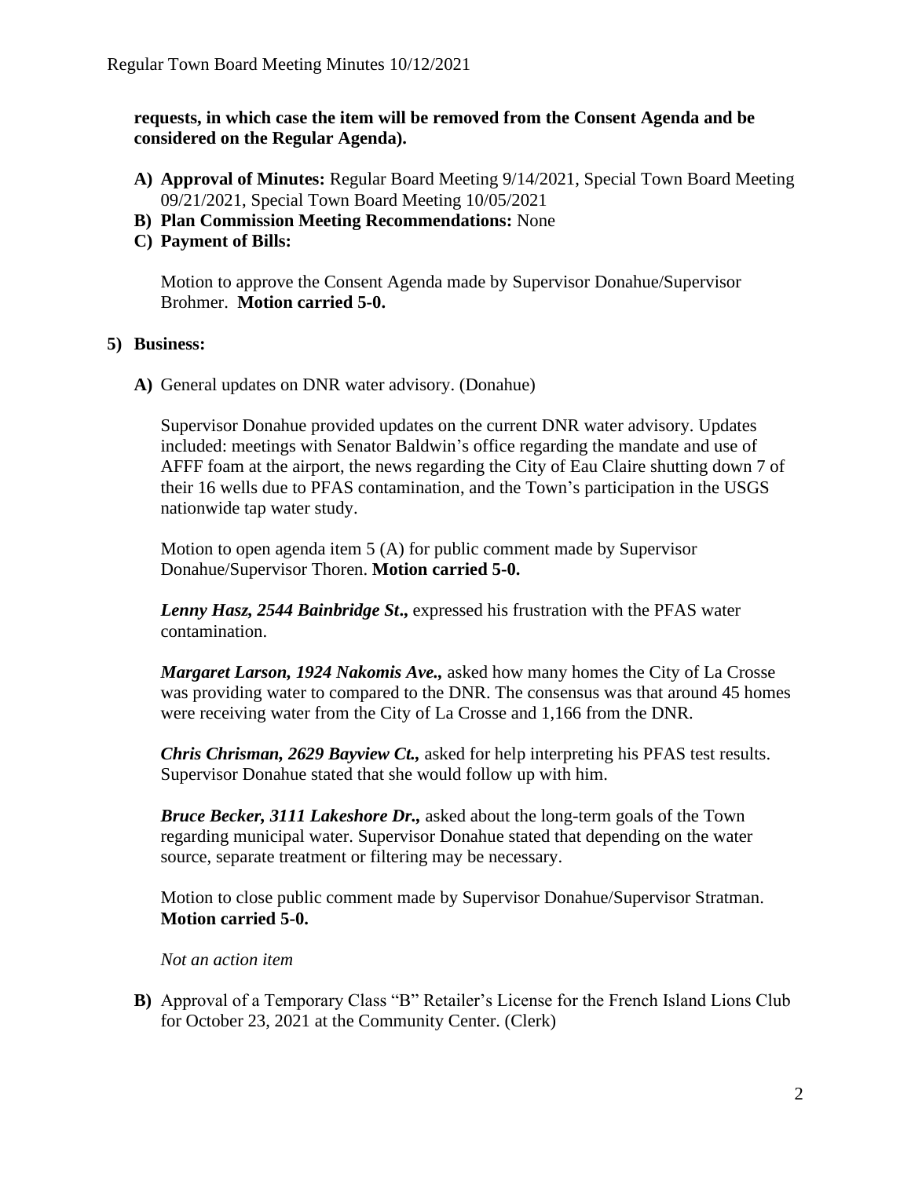**requests, in which case the item will be removed from the Consent Agenda and be considered on the Regular Agenda).**

- **A) Approval of Minutes:** Regular Board Meeting 9/14/2021, Special Town Board Meeting 09/21/2021, Special Town Board Meeting 10/05/2021
- **B) Plan Commission Meeting Recommendations:** None
- **C) Payment of Bills:**

  Motion to approve the Consent Agenda made by Supervisor Donahue/Supervisor Brohmer. **Motion carried 5-0.**

**5) Business:**

**A)** General updates on DNR water advisory. (Donahue)

Supervisor Donahue provided updates on the current DNR water advisory. Updates included: meetings with Senator Baldwin's office regarding the mandate and use of AFFF foam at the airport, the news regarding the City of Eau Claire shutting down 7 of their 16 wells due to PFAS contamination, and the Town's participation in the USGS nationwide tap water study.

Motion to open agenda item 5 (A) for public comment made by Supervisor Donahue/Supervisor Thoren. **Motion carried 5-0.**

***Lenny Hasz, 2544 Bainbridge St*.,** expressed his frustration with the PFAS water contamination.

***Margaret Larson, 1924 Nakomis Ave.,*** asked how many homes the City of La Crosse was providing water to compared to the DNR. The consensus was that around 45 homes were receiving water from the City of La Crosse and 1,166 from the DNR.

***Chris Chrisman, 2629 Bayview Ct.,*** asked for help interpreting his PFAS test results. Supervisor Donahue stated that she would follow up with him.

***Bruce Becker, 3111 Lakeshore Dr.,*** asked about the long-term goals of the Town regarding municipal water. Supervisor Donahue stated that depending on the water source, separate treatment or filtering may be necessary.

Motion to close public comment made by Supervisor Donahue/Supervisor Stratman. **Motion carried 5-0.**

*Not an action item*

**B)** Approval of a Temporary Class "B" Retailer's License for the French Island Lions Club for October 23, 2021 at the Community Center. (Clerk)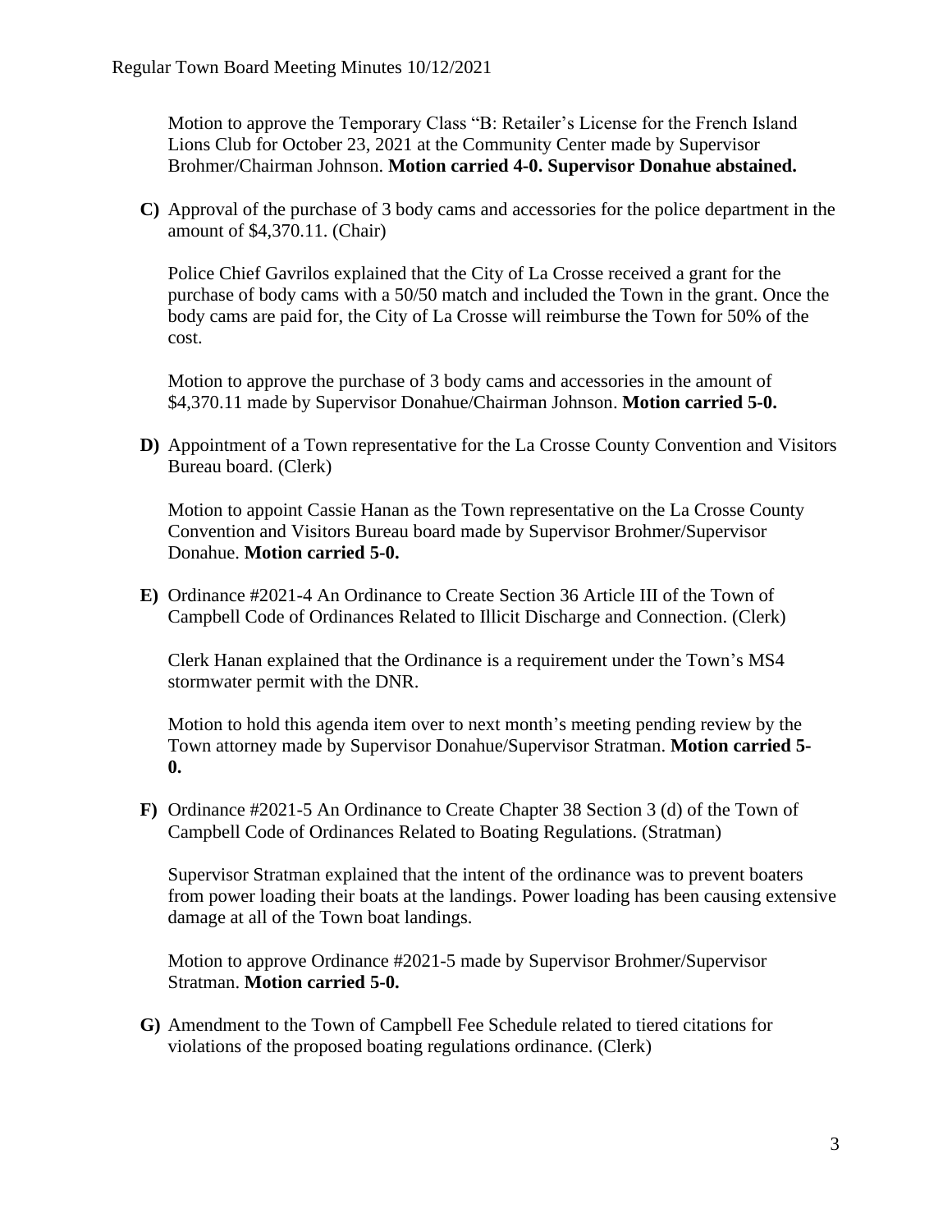Motion to approve the Temporary Class "B: Retailer's License for the French Island Lions Club for October 23, 2021 at the Community Center made by Supervisor Brohmer/Chairman Johnson. **Motion carried 4-0. Supervisor Donahue abstained.**

**C)** Approval of the purchase of 3 body cams and accessories for the police department in the amount of $4,370.11. (Chair)

Police Chief Gavrilos explained that the City of La Crosse received a grant for the purchase of body cams with a 50/50 match and included the Town in the grant. Once the body cams are paid for, the City of La Crosse will reimburse the Town for 50% of the cost.

Motion to approve the purchase of 3 body cams and accessories in the amount of $4,370.11 made by Supervisor Donahue/Chairman Johnson. **Motion carried 5-0.**

**D)** Appointment of a Town representative for the La Crosse County Convention and Visitors Bureau board. (Clerk)

Motion to appoint Cassie Hanan as the Town representative on the La Crosse County Convention and Visitors Bureau board made by Supervisor Brohmer/Supervisor Donahue. **Motion carried 5-0.**

**E)** Ordinance #2021-4 An Ordinance to Create Section 36 Article III of the Town of Campbell Code of Ordinances Related to Illicit Discharge and Connection. (Clerk)

Clerk Hanan explained that the Ordinance is a requirement under the Town's MS4 stormwater permit with the DNR.

Motion to hold this agenda item over to next month's meeting pending review by the Town attorney made by Supervisor Donahue/Supervisor Stratman. **Motion carried 5-0.**

**F)** Ordinance #2021-5 An Ordinance to Create Chapter 38 Section 3 (d) of the Town of Campbell Code of Ordinances Related to Boating Regulations. (Stratman)

Supervisor Stratman explained that the intent of the ordinance was to prevent boaters from power loading their boats at the landings. Power loading has been causing extensive damage at all of the Town boat landings.

Motion to approve Ordinance #2021-5 made by Supervisor Brohmer/Supervisor Stratman. **Motion carried 5-0.**

**G)** Amendment to the Town of Campbell Fee Schedule related to tiered citations for violations of the proposed boating regulations ordinance. (Clerk)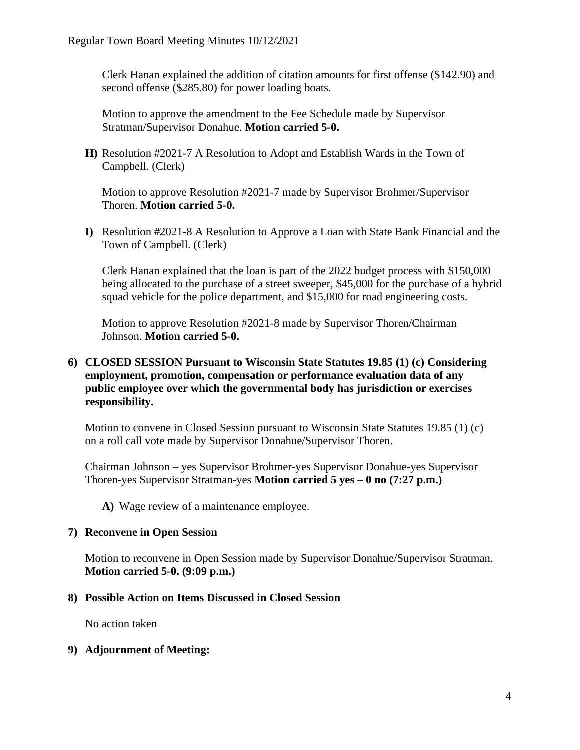Clerk Hanan explained the addition of citation amounts for first offense ($142.90) and second offense ($285.80) for power loading boats.

Motion to approve the amendment to the Fee Schedule made by Supervisor Stratman/Supervisor Donahue. **Motion carried 5-0.**

**H)** Resolution #2021-7 A Resolution to Adopt and Establish Wards in the Town of Campbell. (Clerk)

Motion to approve Resolution #2021-7 made by Supervisor Brohmer/Supervisor Thoren. **Motion carried 5-0.**

**I)** Resolution #2021-8 A Resolution to Approve a Loan with State Bank Financial and the Town of Campbell. (Clerk)

Clerk Hanan explained that the loan is part of the 2022 budget process with $150,000 being allocated to the purchase of a street sweeper, $45,000 for the purchase of a hybrid squad vehicle for the police department, and $15,000 for road engineering costs.

Motion to approve Resolution #2021-8 made by Supervisor Thoren/Chairman Johnson. **Motion carried 5-0.**

**6) CLOSED SESSION Pursuant to Wisconsin State Statutes 19.85 (1) (c) Considering employment, promotion, compensation or performance evaluation data of any public employee over which the governmental body has jurisdiction or exercises responsibility.**

Motion to convene in Closed Session pursuant to Wisconsin State Statutes 19.85 (1) (c) on a roll call vote made by Supervisor Donahue/Supervisor Thoren.

Chairman Johnson – yes Supervisor Brohmer-yes Supervisor Donahue-yes Supervisor Thoren-yes Supervisor Stratman-yes **Motion carried 5 yes – 0 no (7:27 p.m.)**

**A)** Wage review of a maintenance employee.

**7) Reconvene in Open Session**

Motion to reconvene in Open Session made by Supervisor Donahue/Supervisor Stratman. **Motion carried 5-0. (9:09 p.m.)**

**8) Possible Action on Items Discussed in Closed Session**

No action taken

**9) Adjournment of Meeting:**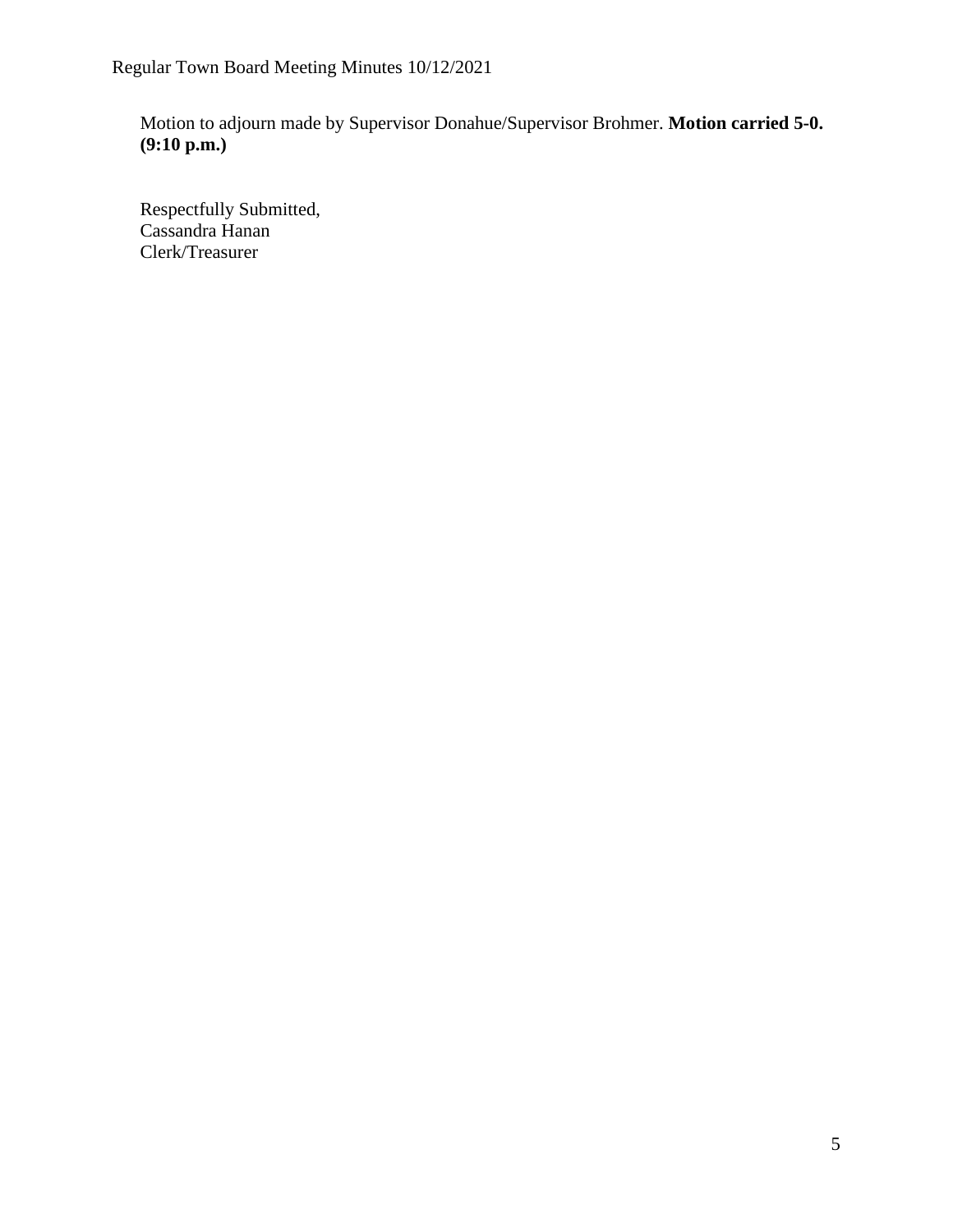Motion to adjourn made by Supervisor Donahue/Supervisor Brohmer. **Motion carried 5-0. (9:10 p.m.)**

Respectfully Submitted,
Cassandra Hanan
Clerk/Treasurer